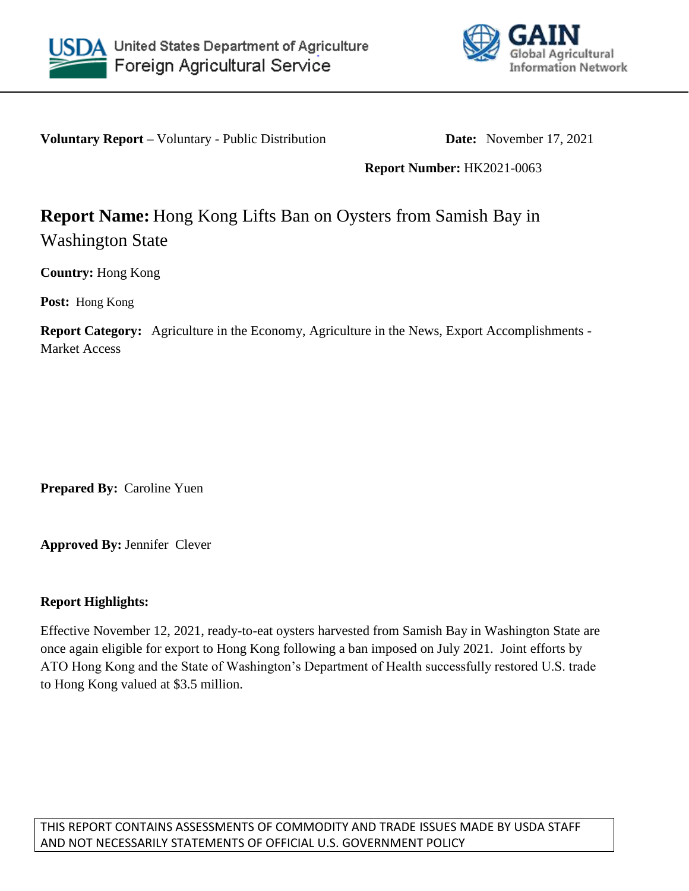United States Department of Agriculture
Foreign Agricultural Service

GAIN
Global Agricultural Information Network

**Voluntary Report –** Voluntary - Public Distribution **Date:** November 17, 2021

**Report Number:** HK2021-0063

# **Report Name:** Hong Kong Lifts Ban on Oysters from Samish Bay in Washington State

**Country:** Hong Kong

**Post:** Hong Kong

**Report Category:** Agriculture in the Economy, Agriculture in the News, Export Accomplishments - Market Access

**Prepared By:** Caroline Yuen

**Approved By:** Jennifer Clever

**Report Highlights:**

Effective November 12, 2021, ready-to-eat oysters harvested from Samish Bay in Washington State are once again eligible for export to Hong Kong following a ban imposed on July 2021. Joint efforts by ATO Hong Kong and the State of Washington's Department of Health successfully restored U.S. trade to Hong Kong valued at $3.5 million.

THIS REPORT CONTAINS ASSESSMENTS OF COMMODITY AND TRADE ISSUES MADE BY USDA STAFF AND NOT NECESSARILY STATEMENTS OF OFFICIAL U.S. GOVERNMENT POLICY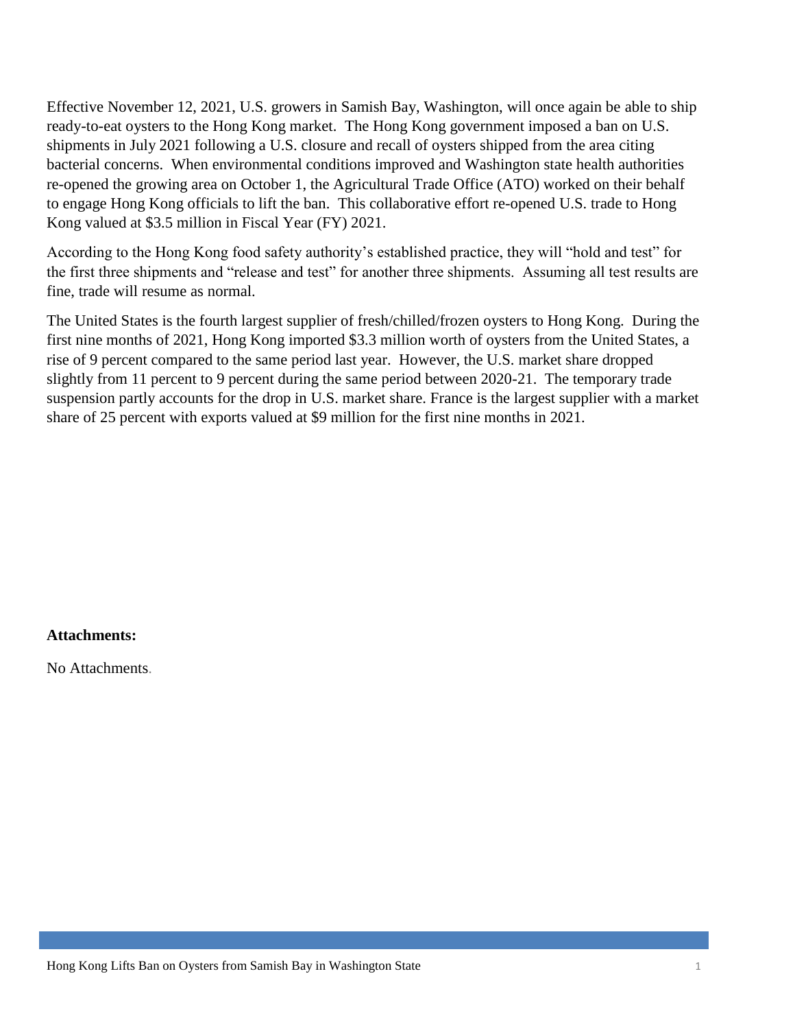Effective November 12, 2021, U.S. growers in Samish Bay, Washington, will once again be able to ship ready-to-eat oysters to the Hong Kong market. The Hong Kong government imposed a ban on U.S. shipments in July 2021 following a U.S. closure and recall of oysters shipped from the area citing bacterial concerns. When environmental conditions improved and Washington state health authorities re-opened the growing area on October 1, the Agricultural Trade Office (ATO) worked on their behalf to engage Hong Kong officials to lift the ban. This collaborative effort re-opened U.S. trade to Hong Kong valued at $3.5 million in Fiscal Year (FY) 2021.

According to the Hong Kong food safety authority's established practice, they will "hold and test" for the first three shipments and "release and test" for another three shipments. Assuming all test results are fine, trade will resume as normal.

The United States is the fourth largest supplier of fresh/chilled/frozen oysters to Hong Kong. During the first nine months of 2021, Hong Kong imported $3.3 million worth of oysters from the United States, a rise of 9 percent compared to the same period last year. However, the U.S. market share dropped slightly from 11 percent to 9 percent during the same period between 2020-21. The temporary trade suspension partly accounts for the drop in U.S. market share. France is the largest supplier with a market share of 25 percent with exports valued at $9 million for the first nine months in 2021.

**Attachments:**

No Attachments.